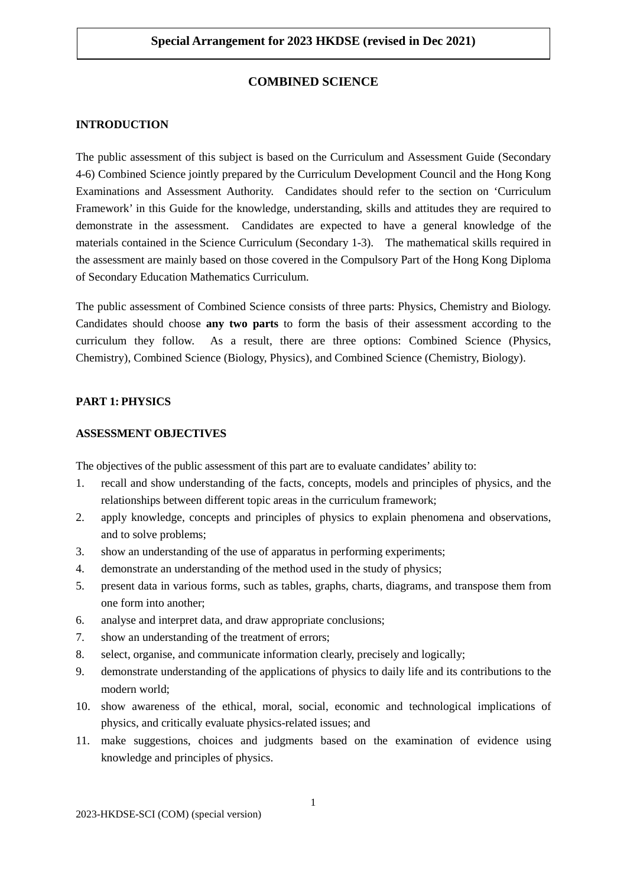**Special Arrangement for 2023 HKDSE (revised in Dec 2021)**

# COMBINED SCIENCE

## INTRODUCTION

The public assessment of this subject is based on the Curriculum and Assessment Guide (Secondary 4-6) Combined Science jointly prepared by the Curriculum Development Council and the Hong Kong Examinations and Assessment Authority. Candidates should refer to the section on 'Curriculum Framework' in this Guide for the knowledge, understanding, skills and attitudes they are required to demonstrate in the assessment. Candidates are expected to have a general knowledge of the materials contained in the Science Curriculum (Secondary 1-3). The mathematical skills required in the assessment are mainly based on those covered in the Compulsory Part of the Hong Kong Diploma of Secondary Education Mathematics Curriculum.

The public assessment of Combined Science consists of three parts: Physics, Chemistry and Biology. Candidates should choose **any two parts** to form the basis of their assessment according to the curriculum they follow. As a result, there are three options: Combined Science (Physics, Chemistry), Combined Science (Biology, Physics), and Combined Science (Chemistry, Biology).

## PART 1: PHYSICS

### ASSESSMENT OBJECTIVES

The objectives of the public assessment of this part are to evaluate candidates' ability to:

1. recall and show understanding of the facts, concepts, models and principles of physics, and the relationships between different topic areas in the curriculum framework;
2. apply knowledge, concepts and principles of physics to explain phenomena and observations, and to solve problems;
3. show an understanding of the use of apparatus in performing experiments;
4. demonstrate an understanding of the method used in the study of physics;
5. present data in various forms, such as tables, graphs, charts, diagrams, and transpose them from one form into another;
6. analyse and interpret data, and draw appropriate conclusions;
7. show an understanding of the treatment of errors;
8. select, organise, and communicate information clearly, precisely and logically;
9. demonstrate understanding of the applications of physics to daily life and its contributions to the modern world;
10. show awareness of the ethical, moral, social, economic and technological implications of physics, and critically evaluate physics-related issues; and
11. make suggestions, choices and judgments based on the examination of evidence using knowledge and principles of physics.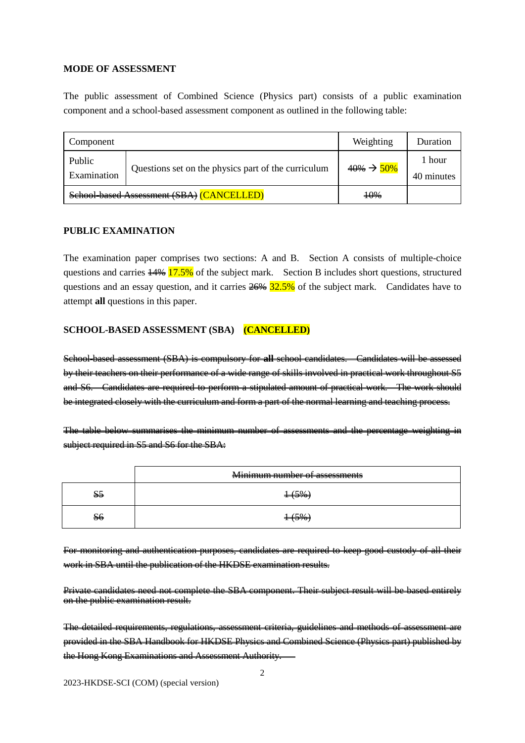**MODE OF ASSESSMENT**

The public assessment of Combined Science (Physics part) consists of a public examination component and a school-based assessment component as outlined in the following table:

| Component | | Weighting | Duration |
|---|---|---|---|
| Public Examination | Questions set on the physics part of the curriculum | ~~40%~~ → 50% | 1 hour 40 minutes |
| ~~School-based Assessment (SBA)~~ (CANCELLED) | | ~~10%~~ | |

**PUBLIC EXAMINATION**

The examination paper comprises two sections: A and B. Section A consists of multiple-choice questions and carries ~~14%~~ 17.5% of the subject mark. Section B includes short questions, structured questions and an essay question, and it carries ~~26%~~ 32.5% of the subject mark. Candidates have to attempt **all** questions in this paper.

**SCHOOL-BASED ASSESSMENT (SBA) (CANCELLED)**

~~School-based assessment (SBA) is compulsory for **all** school candidates. Candidates will be assessed by their teachers on their performance of a wide range of skills involved in practical work throughout S5 and S6. Candidates are required to perform a stipulated amount of practical work. The work should be integrated closely with the curriculum and form a part of the normal learning and teaching process.~~

~~The table below summarises the minimum number of assessments and the percentage weighting in subject required in S5 and S6 for the SBA:~~

| | ~~Minimum number of assessments~~ |
|---|---|
| ~~S5~~ | ~~1 (5%)~~ |
| ~~S6~~ | ~~1 (5%)~~ |

~~For monitoring and authentication purposes, candidates are required to keep good custody of all their work in SBA until the publication of the HKDSE examination results.~~

~~Private candidates need not complete the SBA component. Their subject result will be based entirely on the public examination result.~~

~~The detailed requirements, regulations, assessment criteria, guidelines and methods of assessment are provided in the SBA Handbook for HKDSE Physics and Combined Science (Physics part) published by the Hong Kong Examinations and Assessment Authority.~~

2023-HKDSE-SCI (COM) (special version)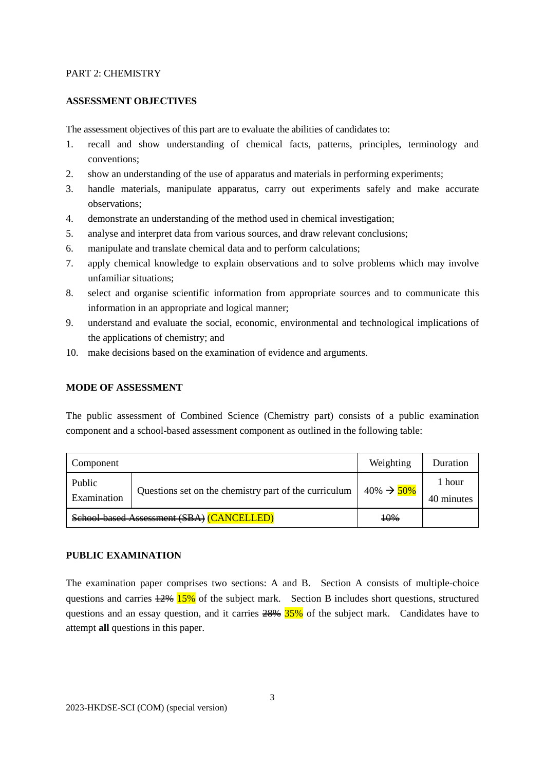PART 2: CHEMISTRY

**ASSESSMENT OBJECTIVES**

The assessment objectives of this part are to evaluate the abilities of candidates to:

1. recall and show understanding of chemical facts, patterns, principles, terminology and conventions;
2. show an understanding of the use of apparatus and materials in performing experiments;
3. handle materials, manipulate apparatus, carry out experiments safely and make accurate observations;
4. demonstrate an understanding of the method used in chemical investigation;
5. analyse and interpret data from various sources, and draw relevant conclusions;
6. manipulate and translate chemical data and to perform calculations;
7. apply chemical knowledge to explain observations and to solve problems which may involve unfamiliar situations;
8. select and organise scientific information from appropriate sources and to communicate this information in an appropriate and logical manner;
9. understand and evaluate the social, economic, environmental and technological implications of the applications of chemistry; and
10. make decisions based on the examination of evidence and arguments.

**MODE OF ASSESSMENT**

The public assessment of Combined Science (Chemistry part) consists of a public examination component and a school-based assessment component as outlined in the following table:

| Component | | Weighting | Duration |
|---|---|---|---|
| Public Examination | Questions set on the chemistry part of the curriculum | ~~40%~~ → 50% | 1 hour 40 minutes |
| ~~School-based Assessment (SBA)~~ (CANCELLED) | | ~~10%~~ | |

**PUBLIC EXAMINATION**

The examination paper comprises two sections: A and B. Section A consists of multiple-choice questions and carries ~~12%~~ 15% of the subject mark. Section B includes short questions, structured questions and an essay question, and it carries ~~28%~~ 35% of the subject mark. Candidates have to attempt **all** questions in this paper.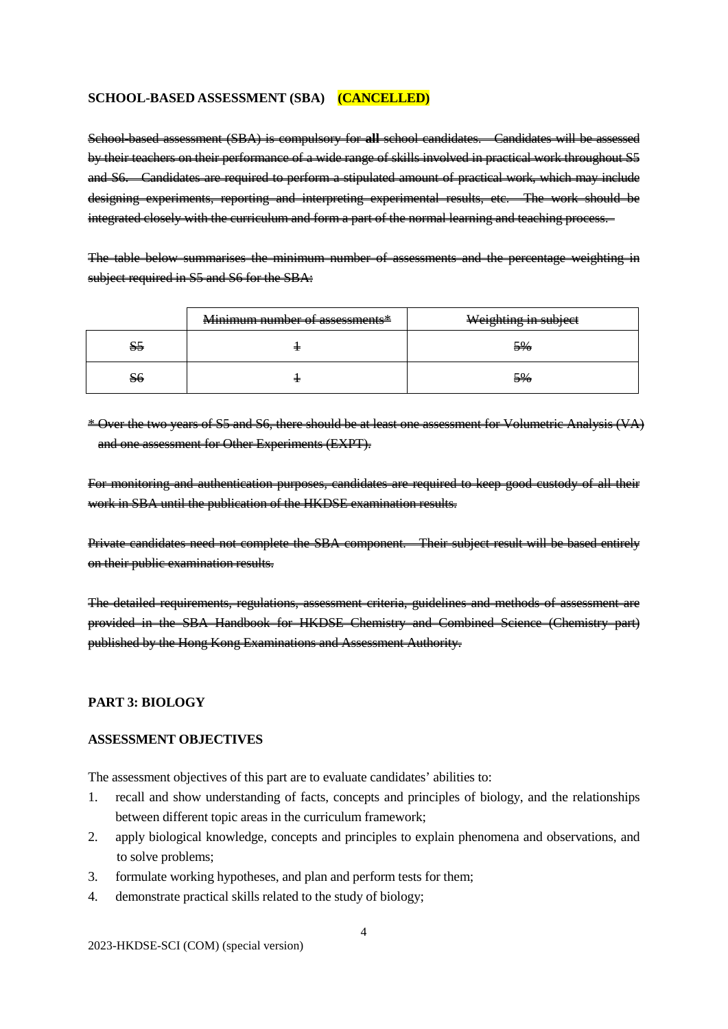**SCHOOL-BASED ASSESSMENT (SBA) (CANCELLED)**

~~School-based assessment (SBA) is compulsory for **all** school candidates. Candidates will be assessed by their teachers on their performance of a wide range of skills involved in practical work throughout S5 and S6. Candidates are required to perform a stipulated amount of practical work, which may include designing experiments, reporting and interpreting experimental results, etc. The work should be integrated closely with the curriculum and form a part of the normal learning and teaching process.~~

~~The table below summarises the minimum number of assessments and the percentage weighting in subject required in S5 and S6 for the SBA:~~

| | ~~Minimum number of assessments*~~ | ~~Weighting in subject~~ |
|---|---|---|
| ~~S5~~ | ~~1~~ | ~~5%~~ |
| ~~S6~~ | ~~1~~ | ~~5%~~ |

~~* Over the two years of S5 and S6, there should be at least one assessment for Volumetric Analysis (VA) and one assessment for Other Experiments (EXPT).~~

~~For monitoring and authentication purposes, candidates are required to keep good custody of all their work in SBA until the publication of the HKDSE examination results.~~

~~Private candidates need not complete the SBA component. Their subject result will be based entirely on their public examination results.~~

~~The detailed requirements, regulations, assessment criteria, guidelines and methods of assessment are provided in the SBA Handbook for HKDSE Chemistry and Combined Science (Chemistry part) published by the Hong Kong Examinations and Assessment Authority.~~

**PART 3: BIOLOGY**

**ASSESSMENT OBJECTIVES**

The assessment objectives of this part are to evaluate candidates' abilities to:

1. recall and show understanding of facts, concepts and principles of biology, and the relationships between different topic areas in the curriculum framework;
2. apply biological knowledge, concepts and principles to explain phenomena and observations, and to solve problems;
3. formulate working hypotheses, and plan and perform tests for them;
4. demonstrate practical skills related to the study of biology;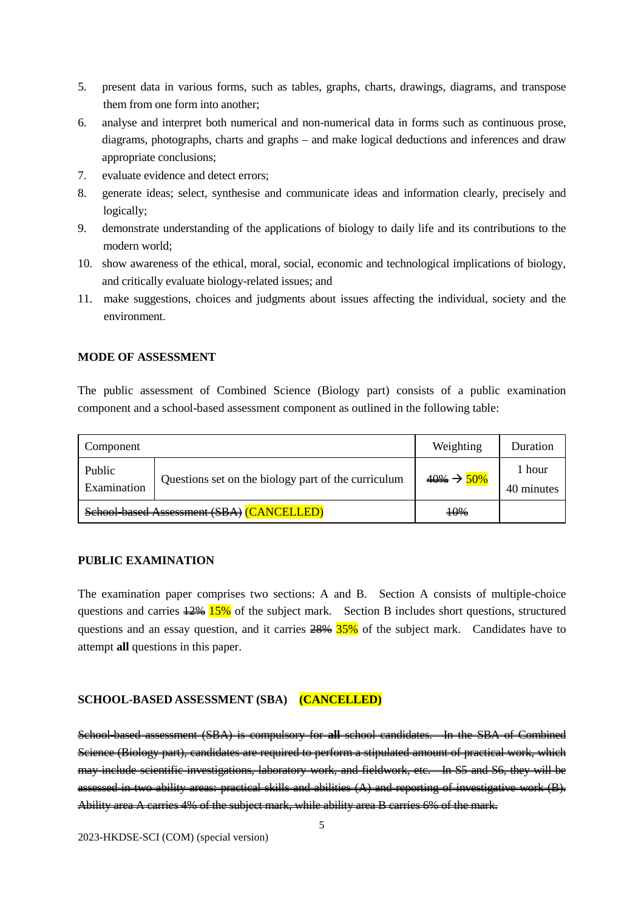5. present data in various forms, such as tables, graphs, charts, drawings, diagrams, and transpose them from one form into another;
6. analyse and interpret both numerical and non-numerical data in forms such as continuous prose, diagrams, photographs, charts and graphs – and make logical deductions and inferences and draw appropriate conclusions;
7. evaluate evidence and detect errors;
8. generate ideas; select, synthesise and communicate ideas and information clearly, precisely and logically;
9. demonstrate understanding of the applications of biology to daily life and its contributions to the modern world;
10. show awareness of the ethical, moral, social, economic and technological implications of biology, and critically evaluate biology-related issues; and
11. make suggestions, choices and judgments about issues affecting the individual, society and the environment.

**MODE OF ASSESSMENT**

The public assessment of Combined Science (Biology part) consists of a public examination component and a school-based assessment component as outlined in the following table:

| Component | | Weighting | Duration |
|---|---|---|---|
| Public Examination | Questions set on the biology part of the curriculum | ~~40%~~ → 50% | 1 hour 40 minutes |
| ~~School-based Assessment (SBA)~~ (CANCELLED) | | ~~10%~~ | |

**PUBLIC EXAMINATION**

The examination paper comprises two sections: A and B. Section A consists of multiple-choice questions and carries ~~12%~~ 15% of the subject mark. Section B includes short questions, structured questions and an essay question, and it carries ~~28%~~ 35% of the subject mark. Candidates have to attempt **all** questions in this paper.

**SCHOOL-BASED ASSESSMENT (SBA) (CANCELLED)**

~~School-based assessment (SBA) is compulsory for **all** school candidates. In the SBA of Combined Science (Biology part), candidates are required to perform a stipulated amount of practical work, which may include scientific investigations, laboratory work, and fieldwork, etc. In S5 and S6, they will be assessed in two ability areas: practical skills and abilities (A) and reporting of investigative work (B). Ability area A carries 4% of the subject mark, while ability area B carries 6% of the mark.~~

2023-HKDSE-SCI (COM) (special version)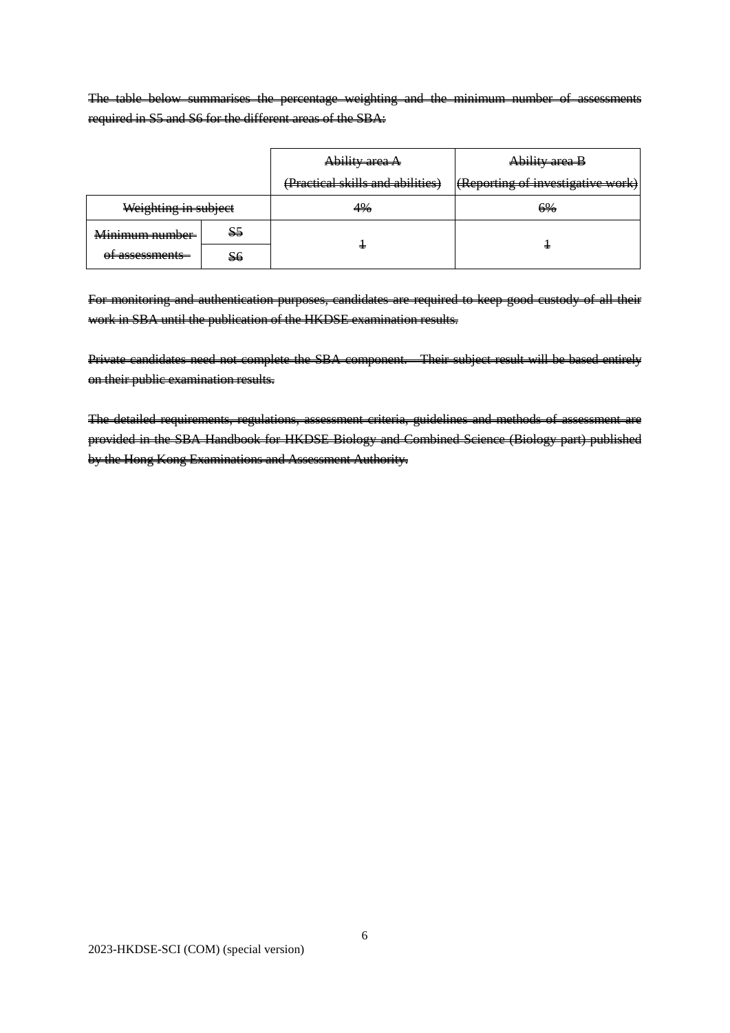~~The table below summarises the percentage weighting and the minimum number of assessments required in S5 and S6 for the different areas of the SBA:~~

| | | ~~Ability area A (Practical skills and abilities)~~ | ~~Ability area B (Reporting of investigative work)~~ |
|---|---|---|---|
| ~~Weighting in subject~~ | | ~~4%~~ | ~~6%~~ |
| ~~Minimum number of assessments~~ | ~~S5~~ | ~~1~~ | ~~1~~ |
| | ~~S6~~ | | |

~~For monitoring and authentication purposes, candidates are required to keep good custody of all their work in SBA until the publication of the HKDSE examination results.~~

~~Private candidates need not complete the SBA component. Their subject result will be based entirely on their public examination results.~~

~~The detailed requirements, regulations, assessment criteria, guidelines and methods of assessment are provided in the SBA Handbook for HKDSE Biology and Combined Science (Biology part) published by the Hong Kong Examinations and Assessment Authority.~~